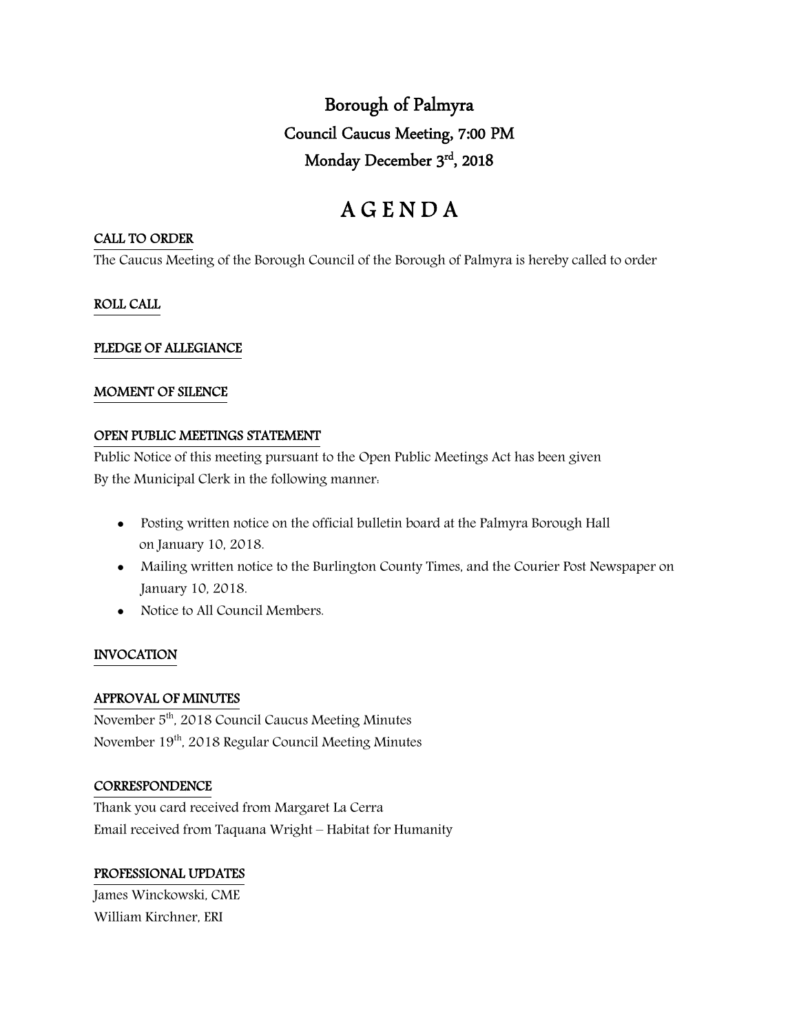# Borough of Palmyra

## Council Caucus Meeting, 7:00 PM

## Monday December 3rd, 2018

# A G E N D A

**CALL TO ORDER**

The Caucus Meeting of the Borough Council of the Borough of Palmyra is hereby called to order

**ROLL CALL**

**PLEDGE OF ALLEGIANCE**

**MOMENT OF SILENCE**

**OPEN PUBLIC MEETINGS STATEMENT**

Public Notice of this meeting pursuant to the Open Public Meetings Act has been given
By the Municipal Clerk in the following manner:

- Posting written notice on the official bulletin board at the Palmyra Borough Hall on January 10, 2018.
- Mailing written notice to the Burlington County Times, and the Courier Post Newspaper on January 10, 2018.
- Notice to All Council Members.

**INVOCATION**

**APPROVAL OF MINUTES**

November 5th, 2018 Council Caucus Meeting Minutes
November 19th, 2018 Regular Council Meeting Minutes

**CORRESPONDENCE**

Thank you card received from Margaret La Cerra
Email received from Taquana Wright – Habitat for Humanity

**PROFESSIONAL UPDATES**

James Winckowski, CME
William Kirchner, ERI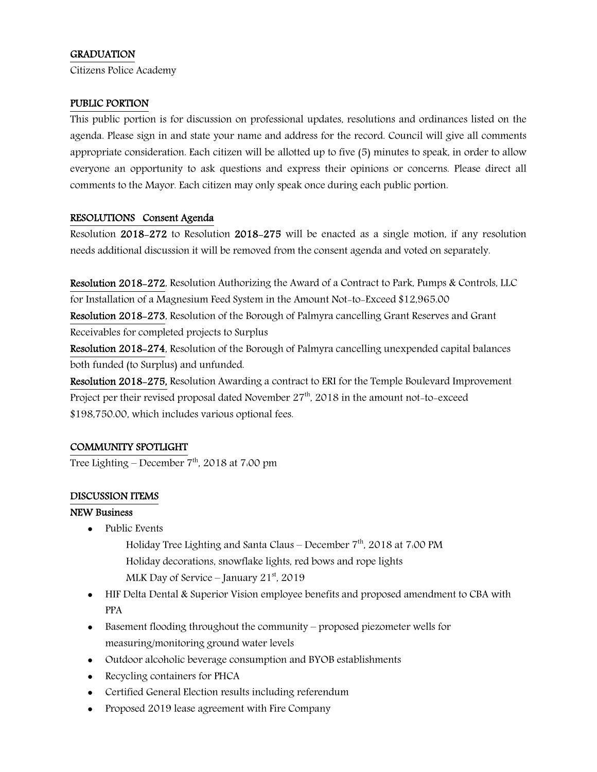## GRADUATION

Citizens Police Academy

## PUBLIC PORTION

This public portion is for discussion on professional updates, resolutions and ordinances listed on the agenda. Please sign in and state your name and address for the record. Council will give all comments appropriate consideration. Each citizen will be allotted up to five (5) minutes to speak, in order to allow everyone an opportunity to ask questions and express their opinions or concerns. Please direct all comments to the Mayor. Each citizen may only speak once during each public portion.

## RESOLUTIONS Consent Agenda

Resolution **2018-272** to Resolution **2018-275** will be enacted as a single motion, if any resolution needs additional discussion it will be removed from the consent agenda and voted on separately.

**Resolution 2018-272**, Resolution Authorizing the Award of a Contract to Park, Pumps & Controls, LLC for Installation of a Magnesium Feed System in the Amount Not-to-Exceed $12,965.00

**Resolution 2018-273**, Resolution of the Borough of Palmyra cancelling Grant Reserves and Grant Receivables for completed projects to Surplus

**Resolution 2018-274**, Resolution of the Borough of Palmyra cancelling unexpended capital balances both funded (to Surplus) and unfunded.

**Resolution 2018-275,** Resolution Awarding a contract to ERI for the Temple Boulevard Improvement Project per their revised proposal dated November 27th, 2018 in the amount not-to-exceed $198,750.00, which includes various optional fees.

## COMMUNITY SPOTLIGHT

Tree Lighting – December 7th, 2018 at 7:00 pm

## DISCUSSION ITEMS

### NEW Business

- Public Events
  - Holiday Tree Lighting and Santa Claus – December 7th, 2018 at 7:00 PM
  - Holiday decorations, snowflake lights, red bows and rope lights
  - MLK Day of Service – January 21st, 2019
- HIF Delta Dental & Superior Vision employee benefits and proposed amendment to CBA with PPA
- Basement flooding throughout the community – proposed piezometer wells for measuring/monitoring ground water levels
- Outdoor alcoholic beverage consumption and BYOB establishments
- Recycling containers for PHCA
- Certified General Election results including referendum
- Proposed 2019 lease agreement with Fire Company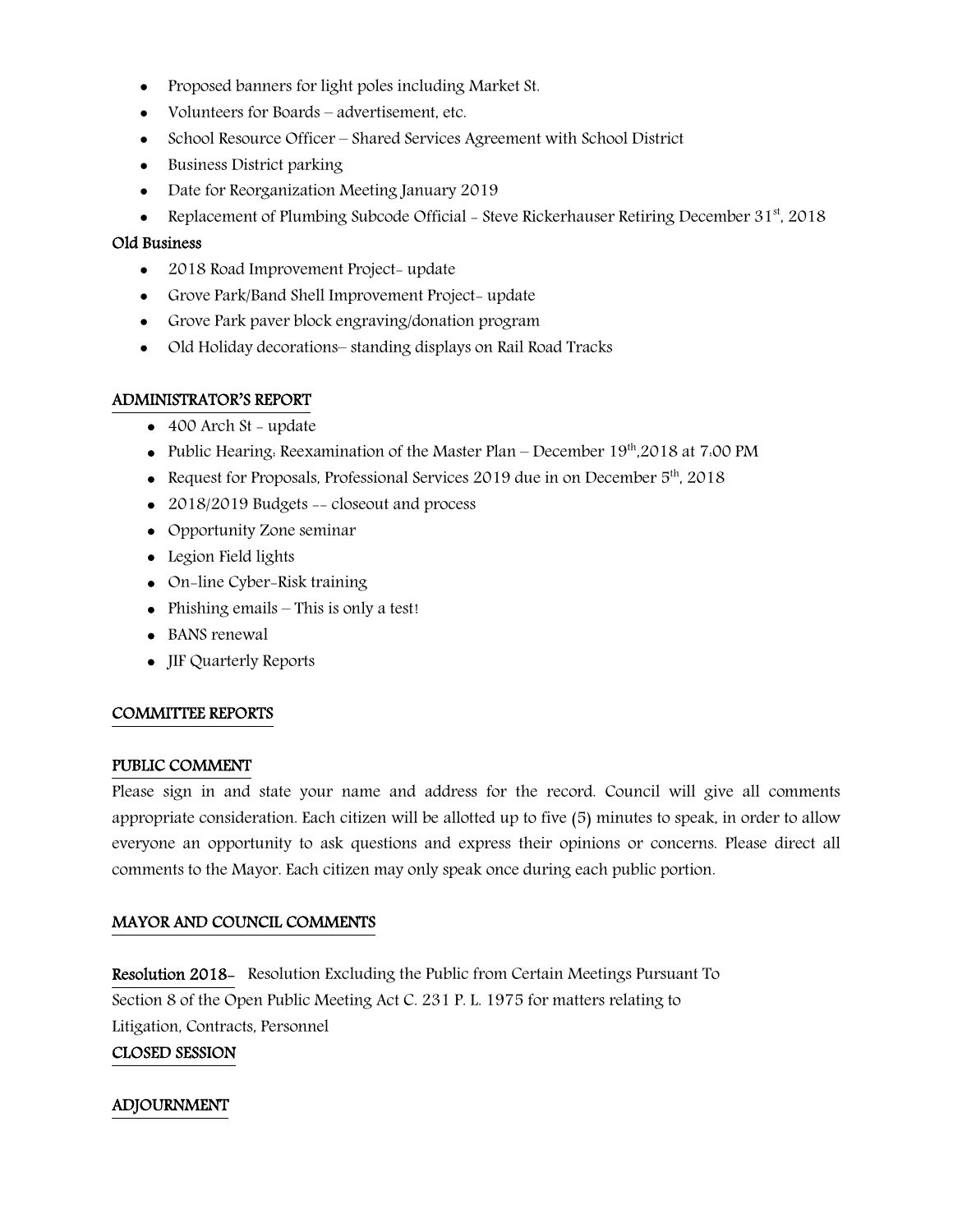- Proposed banners for light poles including Market St.
- Volunteers for Boards – advertisement, etc.
- School Resource Officer – Shared Services Agreement with School District
- Business District parking
- Date for Reorganization Meeting January 2019
- Replacement of Plumbing Subcode Official - Steve Rickerhauser Retiring December 31st, 2018

**Old Business**

- 2018 Road Improvement Project- update
- Grove Park/Band Shell Improvement Project- update
- Grove Park paver block engraving/donation program
- Old Holiday decorations– standing displays on Rail Road Tracks

## ADMINISTRATOR'S REPORT

- 400 Arch St - update
- Public Hearing: Reexamination of the Master Plan – December 19th,2018 at 7:00 PM
- Request for Proposals, Professional Services 2019 due in on December 5th, 2018
- 2018/2019 Budgets -- closeout and process
- Opportunity Zone seminar
- Legion Field lights
- On-line Cyber-Risk training
- Phishing emails – This is only a test!
- BANS renewal
- JIF Quarterly Reports

## COMMITTEE REPORTS

## PUBLIC COMMENT

Please sign in and state your name and address for the record. Council will give all comments appropriate consideration. Each citizen will be allotted up to five (5) minutes to speak, in order to allow everyone an opportunity to ask questions and express their opinions or concerns. Please direct all comments to the Mayor. Each citizen may only speak once during each public portion.

## MAYOR AND COUNCIL COMMENTS

**Resolution 2018-** Resolution Excluding the Public from Certain Meetings Pursuant To Section 8 of the Open Public Meeting Act C. 231 P. L. 1975 for matters relating to Litigation, Contracts, Personnel

## CLOSED SESSION

## ADJOURNMENT